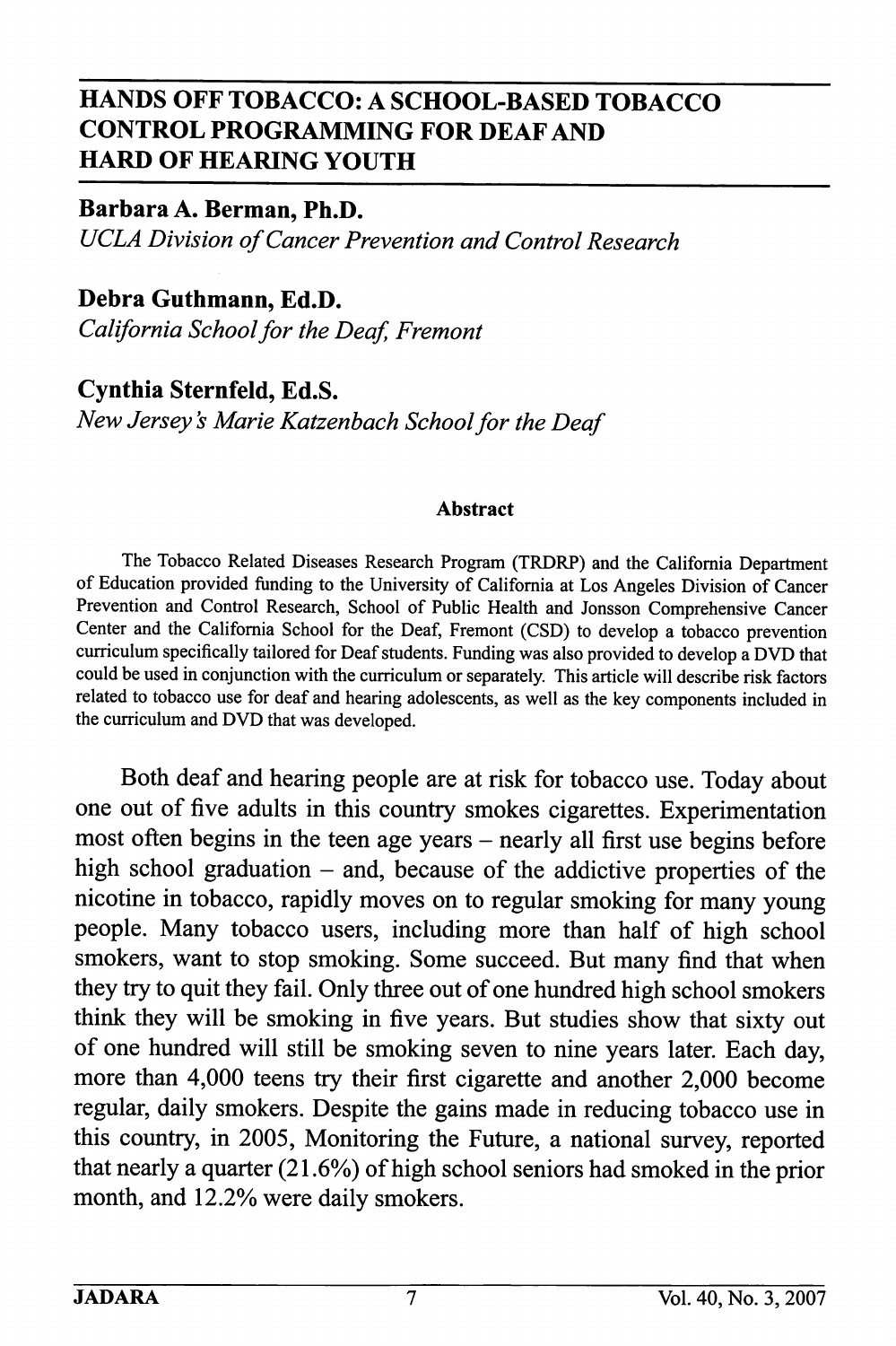# HANDS OFF TOBACCO: A SCHOOL-BASED TOBACCO CONTROL PROGRAMMING FOR DEAF AND HARD OF HEARING YOUTH

**Barbara A. Berman, Ph.D.**
*UCLA Division of Cancer Prevention and Control Research*

**Debra Guthmann, Ed.D.**
*California School for the Deaf, Fremont*

**Cynthia Sternfeld, Ed.S.**
*New Jersey's Marie Katzenbach School for the Deaf*

### Abstract

The Tobacco Related Diseases Research Program (TRDRP) and the California Department of Education provided funding to the University of California at Los Angeles Division of Cancer Prevention and Control Research, School of Public Health and Jonsson Comprehensive Cancer Center and the California School for the Deaf, Fremont (CSD) to develop a tobacco prevention curriculum specifically tailored for Deaf students. Funding was also provided to develop a DVD that could be used in conjunction with the curriculum or separately. This article will describe risk factors related to tobacco use for deaf and hearing adolescents, as well as the key components included in the curriculum and DVD that was developed.

Both deaf and hearing people are at risk for tobacco use. Today about one out of five adults in this country smokes cigarettes. Experimentation most often begins in the teen age years – nearly all first use begins before high school graduation – and, because of the addictive properties of the nicotine in tobacco, rapidly moves on to regular smoking for many young people. Many tobacco users, including more than half of high school smokers, want to stop smoking. Some succeed. But many find that when they try to quit they fail. Only three out of one hundred high school smokers think they will be smoking in five years. But studies show that sixty out of one hundred will still be smoking seven to nine years later. Each day, more than 4,000 teens try their first cigarette and another 2,000 become regular, daily smokers. Despite the gains made in reducing tobacco use in this country, in 2005, Monitoring the Future, a national survey, reported that nearly a quarter (21.6%) of high school seniors had smoked in the prior month, and 12.2% were daily smokers.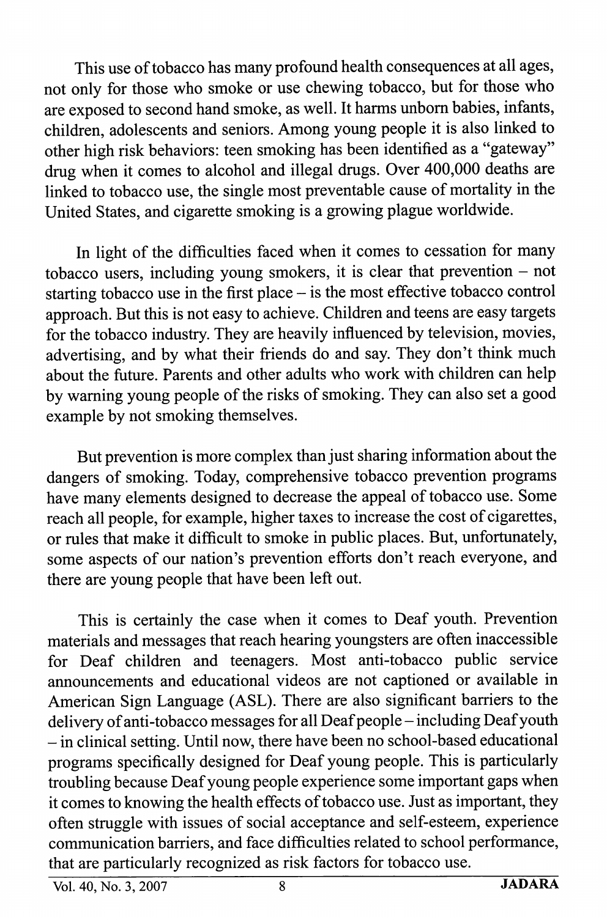This use of tobacco has many profound health consequences at all ages, not only for those who smoke or use chewing tobacco, but for those who are exposed to second hand smoke, as well. It harms unborn babies, infants, children, adolescents and seniors. Among young people it is also linked to other high risk behaviors: teen smoking has been identified as a "gateway" drug when it comes to alcohol and illegal drugs. Over 400,000 deaths are linked to tobacco use, the single most preventable cause of mortality in the United States, and cigarette smoking is a growing plague worldwide.

In light of the difficulties faced when it comes to cessation for many tobacco users, including young smokers, it is clear that prevention – not starting tobacco use in the first place – is the most effective tobacco control approach. But this is not easy to achieve. Children and teens are easy targets for the tobacco industry. They are heavily influenced by television, movies, advertising, and by what their friends do and say. They don't think much about the future. Parents and other adults who work with children can help by warning young people of the risks of smoking. They can also set a good example by not smoking themselves.

But prevention is more complex than just sharing information about the dangers of smoking. Today, comprehensive tobacco prevention programs have many elements designed to decrease the appeal of tobacco use. Some reach all people, for example, higher taxes to increase the cost of cigarettes, or rules that make it difficult to smoke in public places. But, unfortunately, some aspects of our nation's prevention efforts don't reach everyone, and there are young people that have been left out.

This is certainly the case when it comes to Deaf youth. Prevention materials and messages that reach hearing youngsters are often inaccessible for Deaf children and teenagers. Most anti-tobacco public service announcements and educational videos are not captioned or available in American Sign Language (ASL). There are also significant barriers to the delivery of anti-tobacco messages for all Deaf people – including Deaf youth – in clinical setting. Until now, there have been no school-based educational programs specifically designed for Deaf young people. This is particularly troubling because Deaf young people experience some important gaps when it comes to knowing the health effects of tobacco use. Just as important, they often struggle with issues of social acceptance and self-esteem, experience communication barriers, and face difficulties related to school performance, that are particularly recognized as risk factors for tobacco use.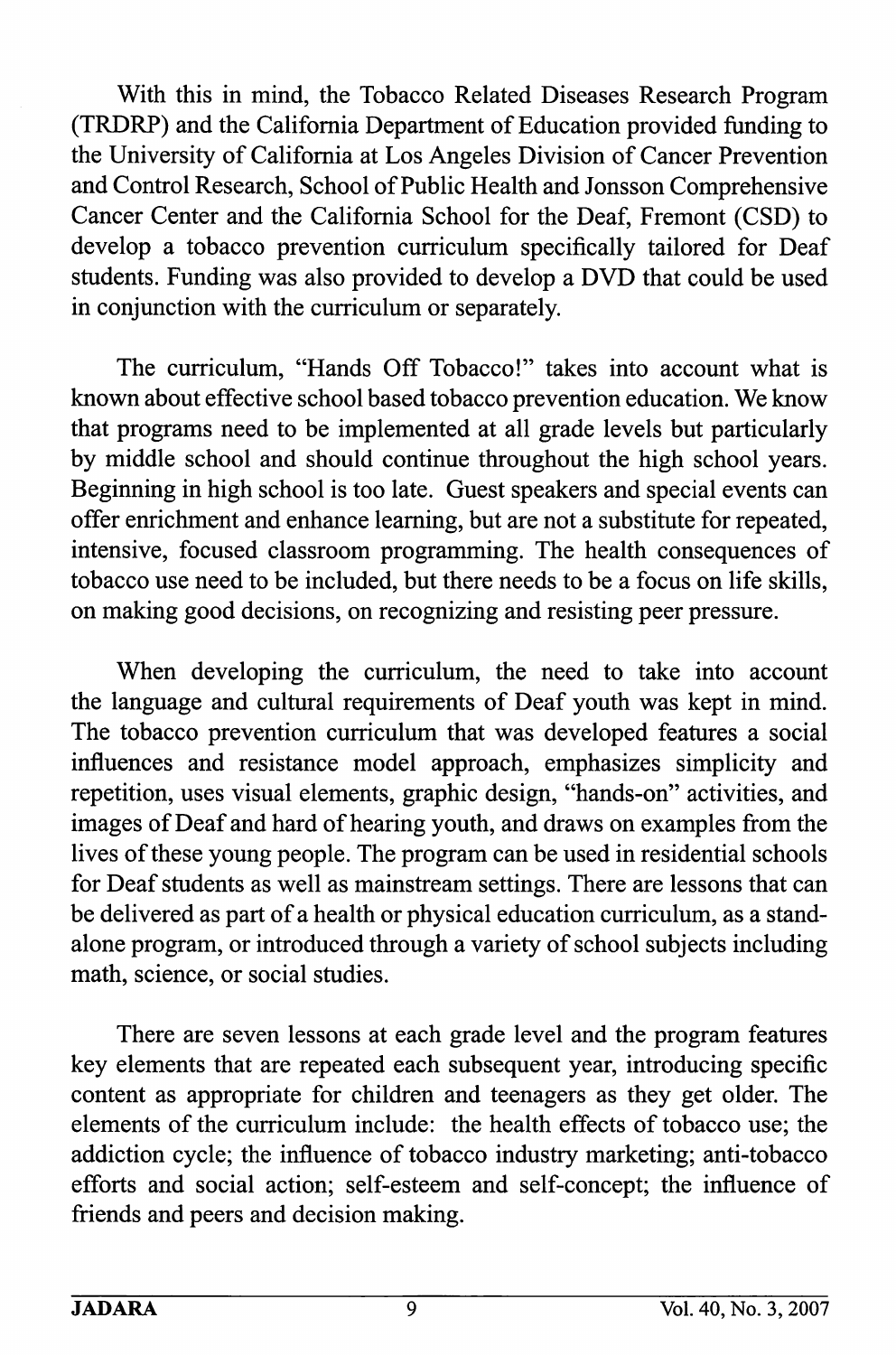With this in mind, the Tobacco Related Diseases Research Program (TRDRP) and the California Department of Education provided funding to the University of California at Los Angeles Division of Cancer Prevention and Control Research, School of Public Health and Jonsson Comprehensive Cancer Center and the California School for the Deaf, Fremont (CSD) to develop a tobacco prevention curriculum specifically tailored for Deaf students. Funding was also provided to develop a DVD that could be used in conjunction with the curriculum or separately.

The curriculum, "Hands Off Tobacco!" takes into account what is known about effective school based tobacco prevention education. We know that programs need to be implemented at all grade levels but particularly by middle school and should continue throughout the high school years. Beginning in high school is too late. Guest speakers and special events can offer enrichment and enhance learning, but are not a substitute for repeated, intensive, focused classroom programming. The health consequences of tobacco use need to be included, but there needs to be a focus on life skills, on making good decisions, on recognizing and resisting peer pressure.

When developing the curriculum, the need to take into account the language and cultural requirements of Deaf youth was kept in mind. The tobacco prevention curriculum that was developed features a social influences and resistance model approach, emphasizes simplicity and repetition, uses visual elements, graphic design, "hands-on" activities, and images of Deaf and hard of hearing youth, and draws on examples from the lives of these young people. The program can be used in residential schools for Deaf students as well as mainstream settings. There are lessons that can be delivered as part of a health or physical education curriculum, as a stand-alone program, or introduced through a variety of school subjects including math, science, or social studies.

There are seven lessons at each grade level and the program features key elements that are repeated each subsequent year, introducing specific content as appropriate for children and teenagers as they get older. The elements of the curriculum include: the health effects of tobacco use; the addiction cycle; the influence of tobacco industry marketing; anti-tobacco efforts and social action; self-esteem and self-concept; the influence of friends and peers and decision making.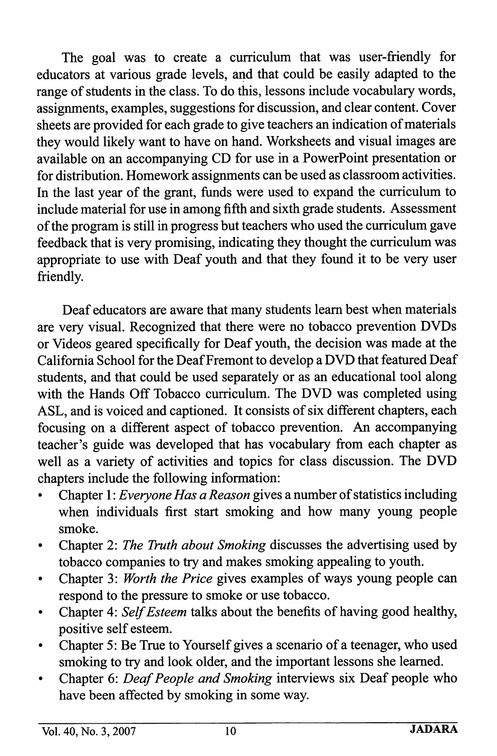The goal was to create a curriculum that was user-friendly for educators at various grade levels, and that could be easily adapted to the range of students in the class. To do this, lessons include vocabulary words, assignments, examples, suggestions for discussion, and clear content. Cover sheets are provided for each grade to give teachers an indication of materials they would likely want to have on hand. Worksheets and visual images are available on an accompanying CD for use in a PowerPoint presentation or for distribution. Homework assignments can be used as classroom activities. In the last year of the grant, funds were used to expand the curriculum to include material for use in among fifth and sixth grade students. Assessment of the program is still in progress but teachers who used the curriculum gave feedback that is very promising, indicating they thought the curriculum was appropriate to use with Deaf youth and that they found it to be very user friendly.

Deaf educators are aware that many students learn best when materials are very visual. Recognized that there were no tobacco prevention DVDs or Videos geared specifically for Deaf youth, the decision was made at the California School for the Deaf Fremont to develop a DVD that featured Deaf students, and that could be used separately or as an educational tool along with the Hands Off Tobacco curriculum. The DVD was completed using ASL, and is voiced and captioned. It consists of six different chapters, each focusing on a different aspect of tobacco prevention. An accompanying teacher's guide was developed that has vocabulary from each chapter as well as a variety of activities and topics for class discussion. The DVD chapters include the following information:

- Chapter 1: *Everyone Has a Reason* gives a number of statistics including when individuals first start smoking and how many young people smoke.
- Chapter 2: *The Truth about Smoking* discusses the advertising used by tobacco companies to try and makes smoking appealing to youth.
- Chapter 3: *Worth the Price* gives examples of ways young people can respond to the pressure to smoke or use tobacco.
- Chapter 4: *Self Esteem* talks about the benefits of having good healthy, positive self esteem.
- Chapter 5: Be True to Yourself gives a scenario of a teenager, who used smoking to try and look older, and the important lessons she learned.
- Chapter 6: *Deaf People and Smoking* interviews six Deaf people who have been affected by smoking in some way.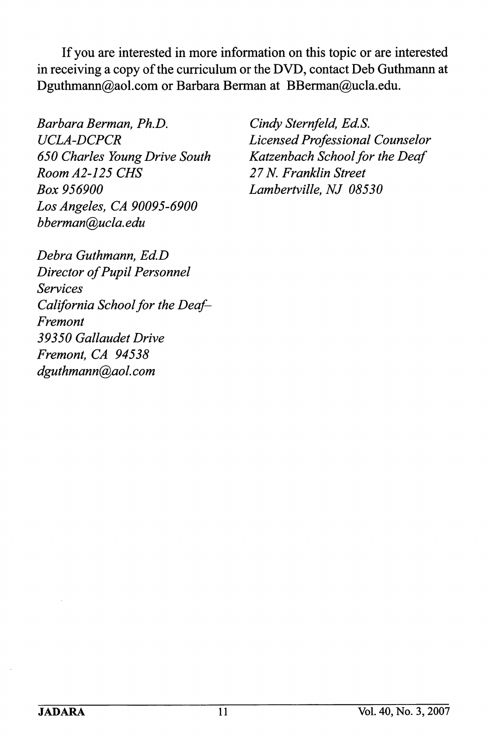If you are interested in more information on this topic or are interested in receiving a copy of the curriculum or the DVD, contact Deb Guthmann at Dguthmann@aol.com or Barbara Berman at BBerman@ucla.edu.

*Barbara Berman, Ph.D.*
*UCLA-DCPCR*
*650 Charles Young Drive South*
*Room A2-125 CHS*
*Box 956900*
*Los Angeles, CA 90095-6900*
*bberman@ucla.edu*

*Debra Guthmann, Ed.D*
*Director of Pupil Personnel Services*
*California School for the Deaf–Fremont*
*39350 Gallaudet Drive*
*Fremont, CA 94538*
*dguthmann@aol.com*

*Cindy Sternfeld, Ed.S.*
*Licensed Professional Counselor*
*Katzenbach School for the Deaf*
*27 N. Franklin Street*
*Lambertville, NJ 08530*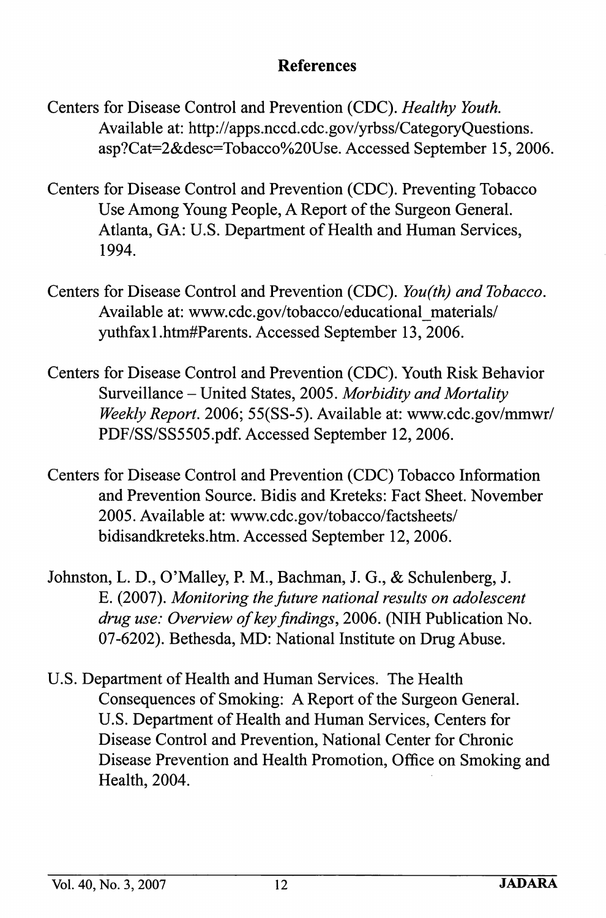## References

Centers for Disease Control and Prevention (CDC). *Healthy Youth.* Available at: http://apps.nccd.cdc.gov/yrbss/CategoryQuestions.asp?Cat=2&desc=Tobacco%20Use. Accessed September 15, 2006.

Centers for Disease Control and Prevention (CDC). Preventing Tobacco Use Among Young People, A Report of the Surgeon General. Atlanta, GA: U.S. Department of Health and Human Services, 1994.

Centers for Disease Control and Prevention (CDC). *You(th) and Tobacco.* Available at: www.cdc.gov/tobacco/educational_materials/yuthfax1.htm#Parents. Accessed September 13, 2006.

Centers for Disease Control and Prevention (CDC). Youth Risk Behavior Surveillance – United States, 2005. *Morbidity and Mortality Weekly Report.* 2006; 55(SS-5). Available at: www.cdc.gov/mmwr/PDF/SS/SS5505.pdf. Accessed September 12, 2006.

Centers for Disease Control and Prevention (CDC) Tobacco Information and Prevention Source. Bidis and Kreteks: Fact Sheet. November 2005. Available at: www.cdc.gov/tobacco/factsheets/bidisandkreteks.htm. Accessed September 12, 2006.

Johnston, L. D., O'Malley, P. M., Bachman, J. G., & Schulenberg, J. E. (2007). *Monitoring the future national results on adolescent drug use: Overview of key findings*, 2006. (NIH Publication No. 07-6202). Bethesda, MD: National Institute on Drug Abuse.

U.S. Department of Health and Human Services. The Health Consequences of Smoking: A Report of the Surgeon General. U.S. Department of Health and Human Services, Centers for Disease Control and Prevention, National Center for Chronic Disease Prevention and Health Promotion, Office on Smoking and Health, 2004.